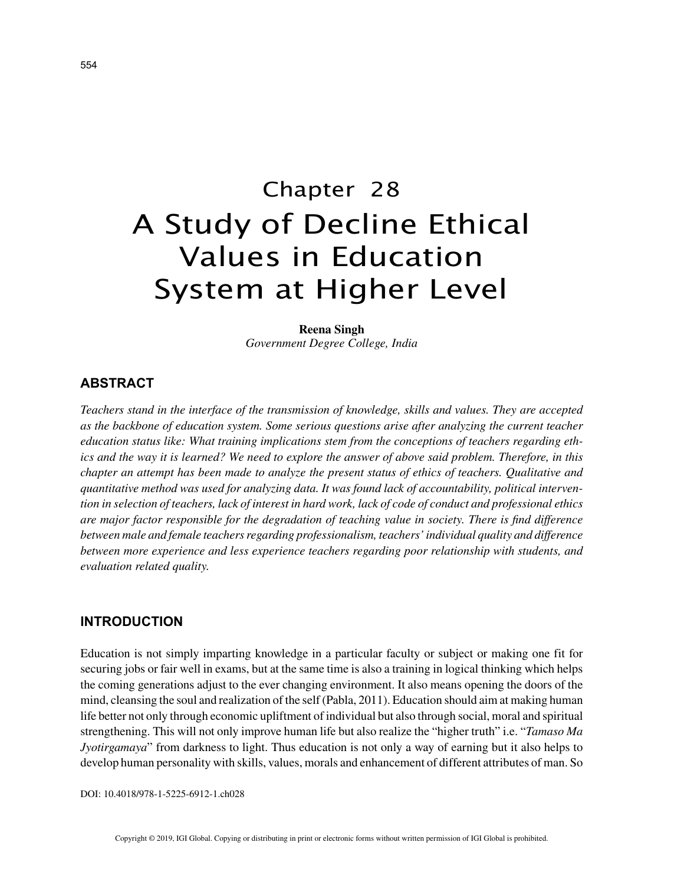# Chapter 28
# A Study of Decline Ethical Values in Education System at Higher Level

**Reena Singh**
*Government Degree College, India*

## ABSTRACT

*Teachers stand in the interface of the transmission of knowledge, skills and values. They are accepted as the backbone of education system. Some serious questions arise after analyzing the current teacher education status like: What training implications stem from the conceptions of teachers regarding ethics and the way it is learned? We need to explore the answer of above said problem. Therefore, in this chapter an attempt has been made to analyze the present status of ethics of teachers. Qualitative and quantitative method was used for analyzing data. It was found lack of accountability, political intervention in selection of teachers, lack of interest in hard work, lack of code of conduct and professional ethics are major factor responsible for the degradation of teaching value in society. There is find difference between male and female teachers regarding professionalism, teachers' individual quality and difference between more experience and less experience teachers regarding poor relationship with students, and evaluation related quality.*

## INTRODUCTION

Education is not simply imparting knowledge in a particular faculty or subject or making one fit for securing jobs or fair well in exams, but at the same time is also a training in logical thinking which helps the coming generations adjust to the ever changing environment. It also means opening the doors of the mind, cleansing the soul and realization of the self (Pabla, 2011). Education should aim at making human life better not only through economic upliftment of individual but also through social, moral and spiritual strengthening. This will not only improve human life but also realize the "higher truth" i.e. "*Tamaso Ma Jyotirgamaya*" from darkness to light. Thus education is not only a way of earning but it also helps to develop human personality with skills, values, morals and enhancement of different attributes of man. So

DOI: 10.4018/978-1-5225-6912-1.ch028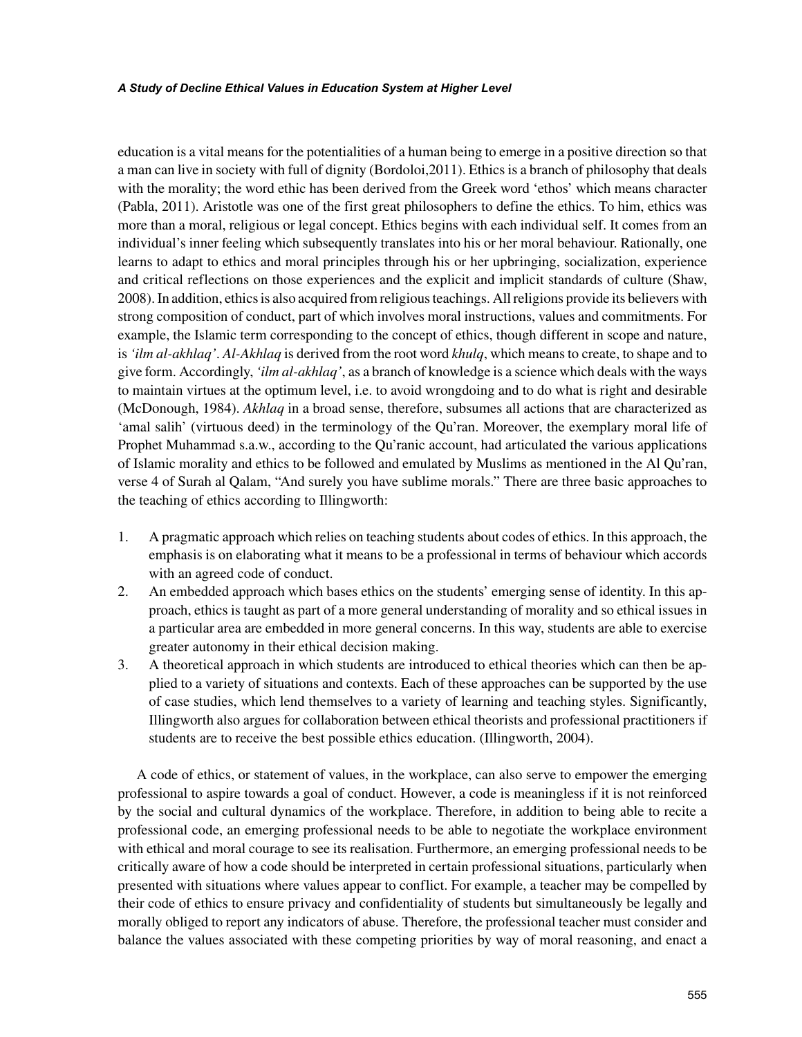education is a vital means for the potentialities of a human being to emerge in a positive direction so that a man can live in society with full of dignity (Bordoloi,2011). Ethics is a branch of philosophy that deals with the morality; the word ethic has been derived from the Greek word 'ethos' which means character (Pabla, 2011). Aristotle was one of the first great philosophers to define the ethics. To him, ethics was more than a moral, religious or legal concept. Ethics begins with each individual self. It comes from an individual's inner feeling which subsequently translates into his or her moral behaviour. Rationally, one learns to adapt to ethics and moral principles through his or her upbringing, socialization, experience and critical reflections on those experiences and the explicit and implicit standards of culture (Shaw, 2008). In addition, ethics is also acquired from religious teachings. All religions provide its believers with strong composition of conduct, part of which involves moral instructions, values and commitments. For example, the Islamic term corresponding to the concept of ethics, though different in scope and nature, is *'ilm al-akhlaq'*. *Al-Akhlaq* is derived from the root word *khulq*, which means to create, to shape and to give form. Accordingly, *'ilm al-akhlaq'*, as a branch of knowledge is a science which deals with the ways to maintain virtues at the optimum level, i.e. to avoid wrongdoing and to do what is right and desirable (McDonough, 1984). *Akhlaq* in a broad sense, therefore, subsumes all actions that are characterized as 'amal salih' (virtuous deed) in the terminology of the Qu'ran. Moreover, the exemplary moral life of Prophet Muhammad s.a.w., according to the Qu'ranic account, had articulated the various applications of Islamic morality and ethics to be followed and emulated by Muslims as mentioned in the Al Qu'ran, verse 4 of Surah al Qalam, "And surely you have sublime morals." There are three basic approaches to the teaching of ethics according to Illingworth:

1. A pragmatic approach which relies on teaching students about codes of ethics. In this approach, the emphasis is on elaborating what it means to be a professional in terms of behaviour which accords with an agreed code of conduct.
2. An embedded approach which bases ethics on the students' emerging sense of identity. In this approach, ethics is taught as part of a more general understanding of morality and so ethical issues in a particular area are embedded in more general concerns. In this way, students are able to exercise greater autonomy in their ethical decision making.
3. A theoretical approach in which students are introduced to ethical theories which can then be applied to a variety of situations and contexts. Each of these approaches can be supported by the use of case studies, which lend themselves to a variety of learning and teaching styles. Significantly, Illingworth also argues for collaboration between ethical theorists and professional practitioners if students are to receive the best possible ethics education. (Illingworth, 2004).

A code of ethics, or statement of values, in the workplace, can also serve to empower the emerging professional to aspire towards a goal of conduct. However, a code is meaningless if it is not reinforced by the social and cultural dynamics of the workplace. Therefore, in addition to being able to recite a professional code, an emerging professional needs to be able to negotiate the workplace environment with ethical and moral courage to see its realisation. Furthermore, an emerging professional needs to be critically aware of how a code should be interpreted in certain professional situations, particularly when presented with situations where values appear to conflict. For example, a teacher may be compelled by their code of ethics to ensure privacy and confidentiality of students but simultaneously be legally and morally obliged to report any indicators of abuse. Therefore, the professional teacher must consider and balance the values associated with these competing priorities by way of moral reasoning, and enact a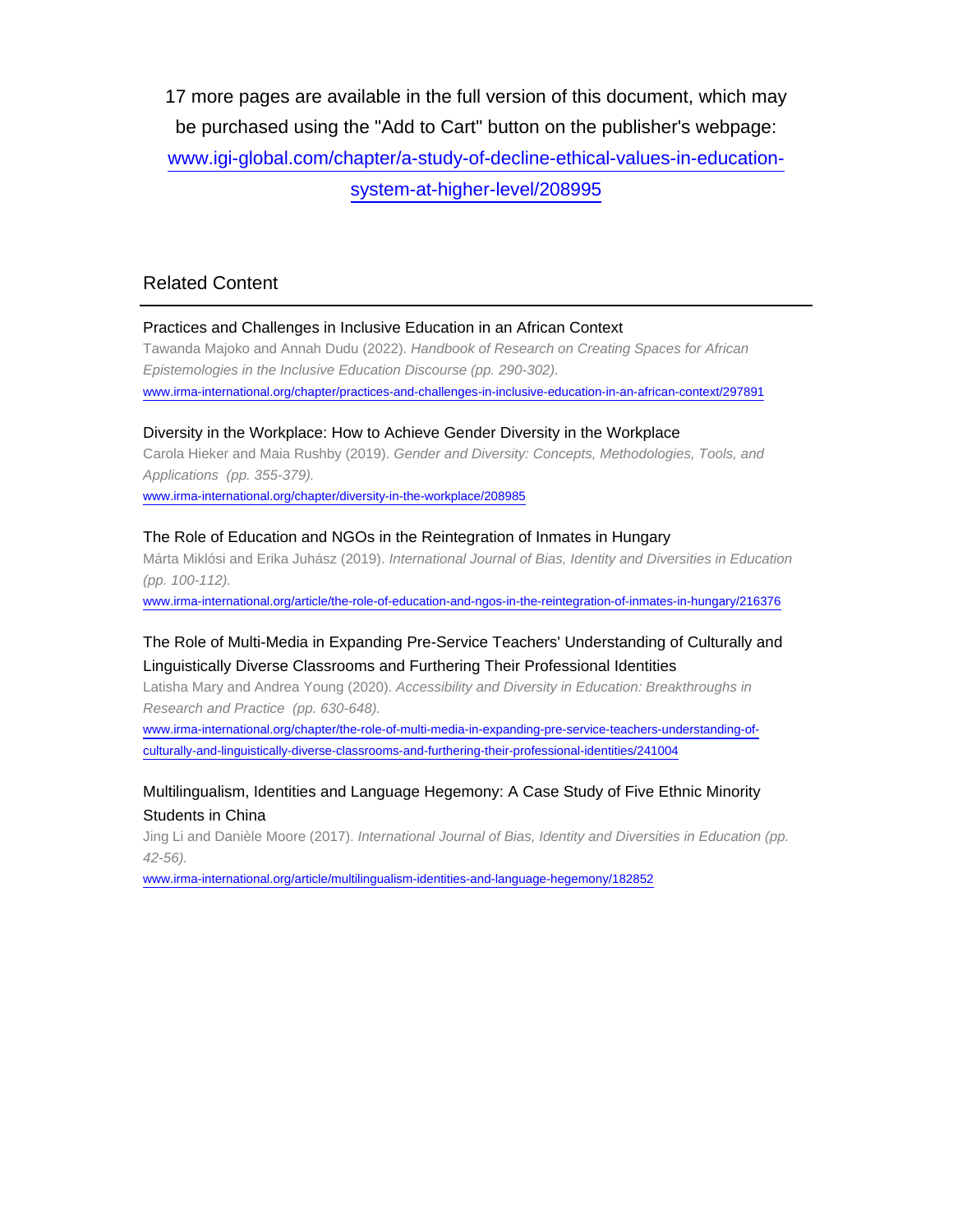17 more pages are available in the full version of this document, which may be purchased using the "Add to Cart" button on the publisher's webpage: www.igi-global.com/chapter/a-study-of-decline-ethical-values-in-education-system-at-higher-level/208995

## Related Content

**Practices and Challenges in Inclusive Education in an African Context**
Tawanda Majoko and Annah Dudu (2022). *Handbook of Research on Creating Spaces for African Epistemologies in the Inclusive Education Discourse (pp. 290-302).*
www.irma-international.org/chapter/practices-and-challenges-in-inclusive-education-in-an-african-context/297891

**Diversity in the Workplace: How to Achieve Gender Diversity in the Workplace**
Carola Hieker and Maia Rushby (2019). *Gender and Diversity: Concepts, Methodologies, Tools, and Applications (pp. 355-379).*
www.irma-international.org/chapter/diversity-in-the-workplace/208985

**The Role of Education and NGOs in the Reintegration of Inmates in Hungary**
Márta Miklósi and Erika Juhász (2019). *International Journal of Bias, Identity and Diversities in Education (pp. 100-112).*
www.irma-international.org/article/the-role-of-education-and-ngos-in-the-reintegration-of-inmates-in-hungary/216376

**The Role of Multi-Media in Expanding Pre-Service Teachers' Understanding of Culturally and Linguistically Diverse Classrooms and Furthering Their Professional Identities**
Latisha Mary and Andrea Young (2020). *Accessibility and Diversity in Education: Breakthroughs in Research and Practice (pp. 630-648).*
www.irma-international.org/chapter/the-role-of-multi-media-in-expanding-pre-service-teachers-understanding-of-culturally-and-linguistically-diverse-classrooms-and-furthering-their-professional-identities/241004

**Multilingualism, Identities and Language Hegemony: A Case Study of Five Ethnic Minority Students in China**
Jing Li and Danièle Moore (2017). *International Journal of Bias, Identity and Diversities in Education (pp. 42-56).*
www.irma-international.org/article/multilingualism-identities-and-language-hegemony/182852